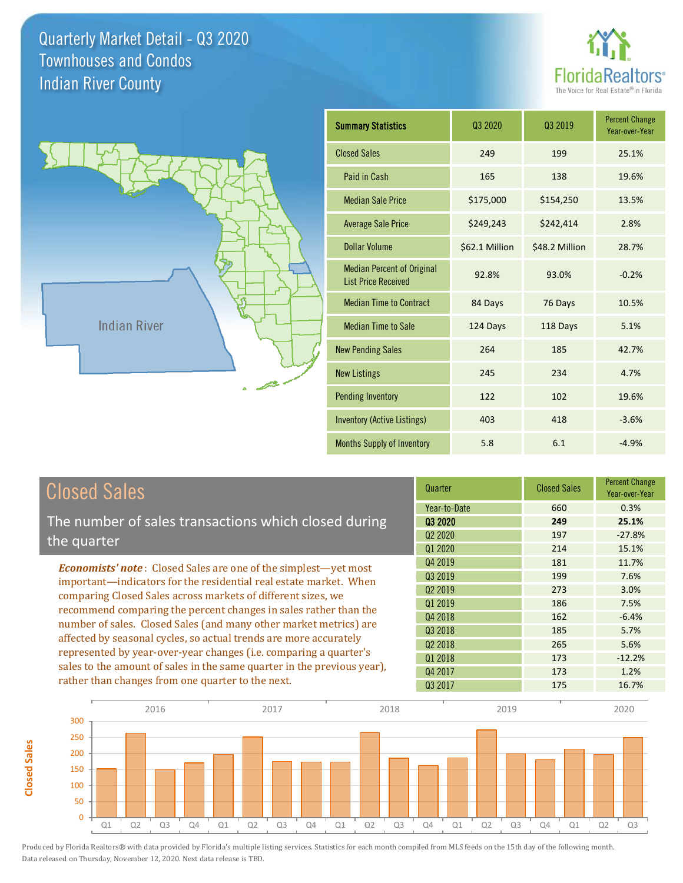# Quarterly Market Detail - Q3 2020
## Townhouses and Condos
## Indian River County

FloridaRealtors® The Voice for Real Estate® in Florida

Indian River

| Summary Statistics | Q3 2020 | Q3 2019 | Percent Change Year-over-Year |
|---|---|---|---|
| Closed Sales | 249 | 199 | 25.1% |
| Paid in Cash | 165 | 138 | 19.6% |
| Median Sale Price | $175,000 | $154,250 | 13.5% |
| Average Sale Price | $249,243 | $242,414 | 2.8% |
| Dollar Volume | $62.1 Million | $48.2 Million | 28.7% |
| Median Percent of Original List Price Received | 92.8% | 93.0% | -0.2% |
| Median Time to Contract | 84 Days | 76 Days | 10.5% |
| Median Time to Sale | 124 Days | 118 Days | 5.1% |
| New Pending Sales | 264 | 185 | 42.7% |
| New Listings | 245 | 234 | 4.7% |
| Pending Inventory | 122 | 102 | 19.6% |
| Inventory (Active Listings) | 403 | 418 | -3.6% |
| Months Supply of Inventory | 5.8 | 6.1 | -4.9% |

## Closed Sales

The number of sales transactions which closed during the quarter

***Economists' note***: Closed Sales are one of the simplest—yet most important—indicators for the residential real estate market. When comparing Closed Sales across markets of different sizes, we recommend comparing the percent changes in sales rather than the number of sales. Closed Sales (and many other market metrics) are affected by seasonal cycles, so actual trends are more accurately represented by year-over-year changes (i.e. comparing a quarter's sales to the amount of sales in the same quarter in the previous year), rather than changes from one quarter to the next.

| Quarter | Closed Sales | Percent Change Year-over-Year |
|---|---|---|
| Year-to-Date | 660 | 0.3% |
| **Q3 2020** | **249** | **25.1%** |
| Q2 2020 | 197 | -27.8% |
| Q1 2020 | 214 | 15.1% |
| Q4 2019 | 181 | 11.7% |
| Q3 2019 | 199 | 7.6% |
| Q2 2019 | 273 | 3.0% |
| Q1 2019 | 186 | 7.5% |
| Q4 2018 | 162 | -6.4% |
| Q3 2018 | 185 | 5.7% |
| Q2 2018 | 265 | 5.6% |
| Q1 2018 | 173 | -12.2% |
| Q4 2017 | 173 | 1.2% |
| Q3 2017 | 175 | 16.7% |

Produced by Florida Realtors® with data provided by Florida's multiple listing services. Statistics for each month compiled from MLS feeds on the 15th day of the following month. Data released on Thursday, November 12, 2020. Next data release is TBD.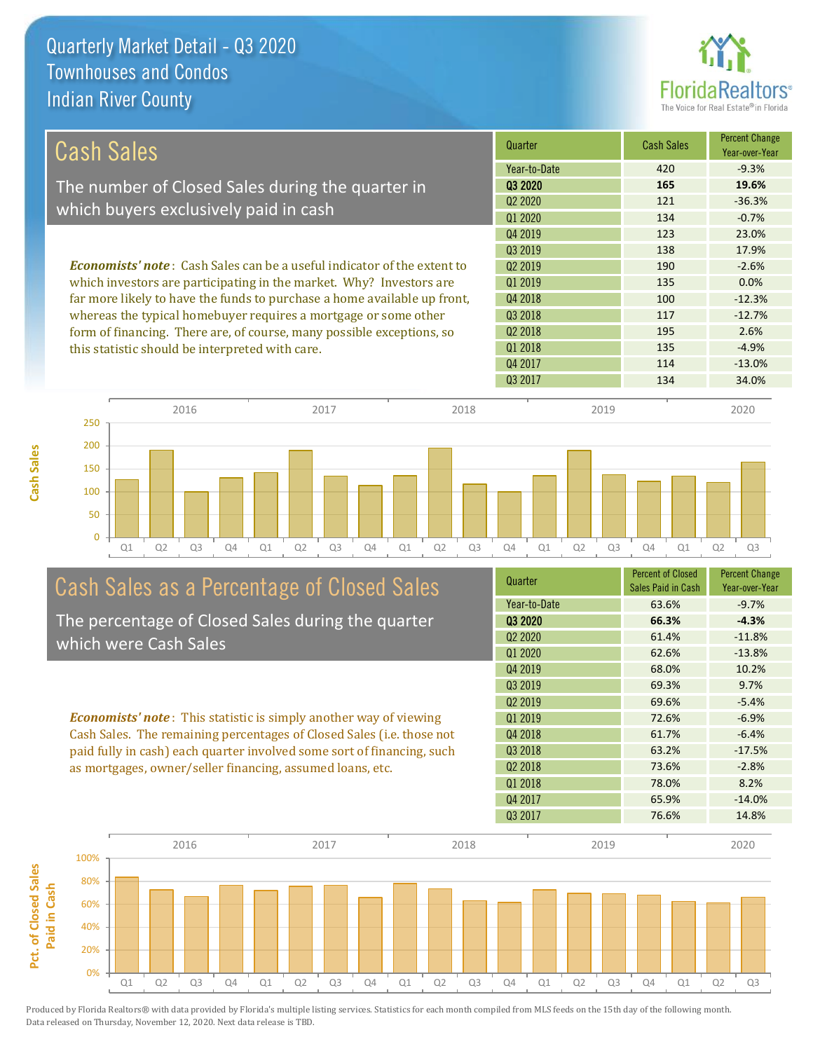# Quarterly Market Detail - Q3 2020
## Townhouses and Condos
## Indian River County

## Cash Sales

The number of Closed Sales during the quarter in which buyers exclusively paid in cash

*Economists' note*: Cash Sales can be a useful indicator of the extent to which investors are participating in the market. Why? Investors are far more likely to have the funds to purchase a home available up front, whereas the typical homebuyer requires a mortgage or some other form of financing. There are, of course, many possible exceptions, so this statistic should be interpreted with care.

| Quarter | Cash Sales | Percent Change Year-over-Year |
|---|---|---|
| Year-to-Date | 420 | -9.3% |
| **Q3 2020** | **165** | **19.6%** |
| Q2 2020 | 121 | -36.3% |
| Q1 2020 | 134 | -0.7% |
| Q4 2019 | 123 | 23.0% |
| Q3 2019 | 138 | 17.9% |
| Q2 2019 | 190 | -2.6% |
| Q1 2019 | 135 | 0.0% |
| Q4 2018 | 100 | -12.3% |
| Q3 2018 | 117 | -12.7% |
| Q2 2018 | 195 | 2.6% |
| Q1 2018 | 135 | -4.9% |
| Q4 2017 | 114 | -13.0% |
| Q3 2017 | 134 | 34.0% |

## Cash Sales as a Percentage of Closed Sales

The percentage of Closed Sales during the quarter which were Cash Sales

*Economists' note*: This statistic is simply another way of viewing Cash Sales. The remaining percentages of Closed Sales (i.e. those not paid fully in cash) each quarter involved some sort of financing, such as mortgages, owner/seller financing, assumed loans, etc.

| Quarter | Percent of Closed Sales Paid in Cash | Percent Change Year-over-Year |
|---|---|---|
| Year-to-Date | 63.6% | -9.7% |
| **Q3 2020** | **66.3%** | **-4.3%** |
| Q2 2020 | 61.4% | -11.8% |
| Q1 2020 | 62.6% | -13.8% |
| Q4 2019 | 68.0% | 10.2% |
| Q3 2019 | 69.3% | 9.7% |
| Q2 2019 | 69.6% | -5.4% |
| Q1 2019 | 72.6% | -6.9% |
| Q4 2018 | 61.7% | -6.4% |
| Q3 2018 | 63.2% | -17.5% |
| Q2 2018 | 73.6% | -2.8% |
| Q1 2018 | 78.0% | 8.2% |
| Q4 2017 | 65.9% | -14.0% |
| Q3 2017 | 76.6% | 14.8% |

Produced by Florida Realtors® with data provided by Florida's multiple listing services. Statistics for each month compiled from MLS feeds on the 15th day of the following month. Data released on Thursday, November 12, 2020. Next data release is TBD.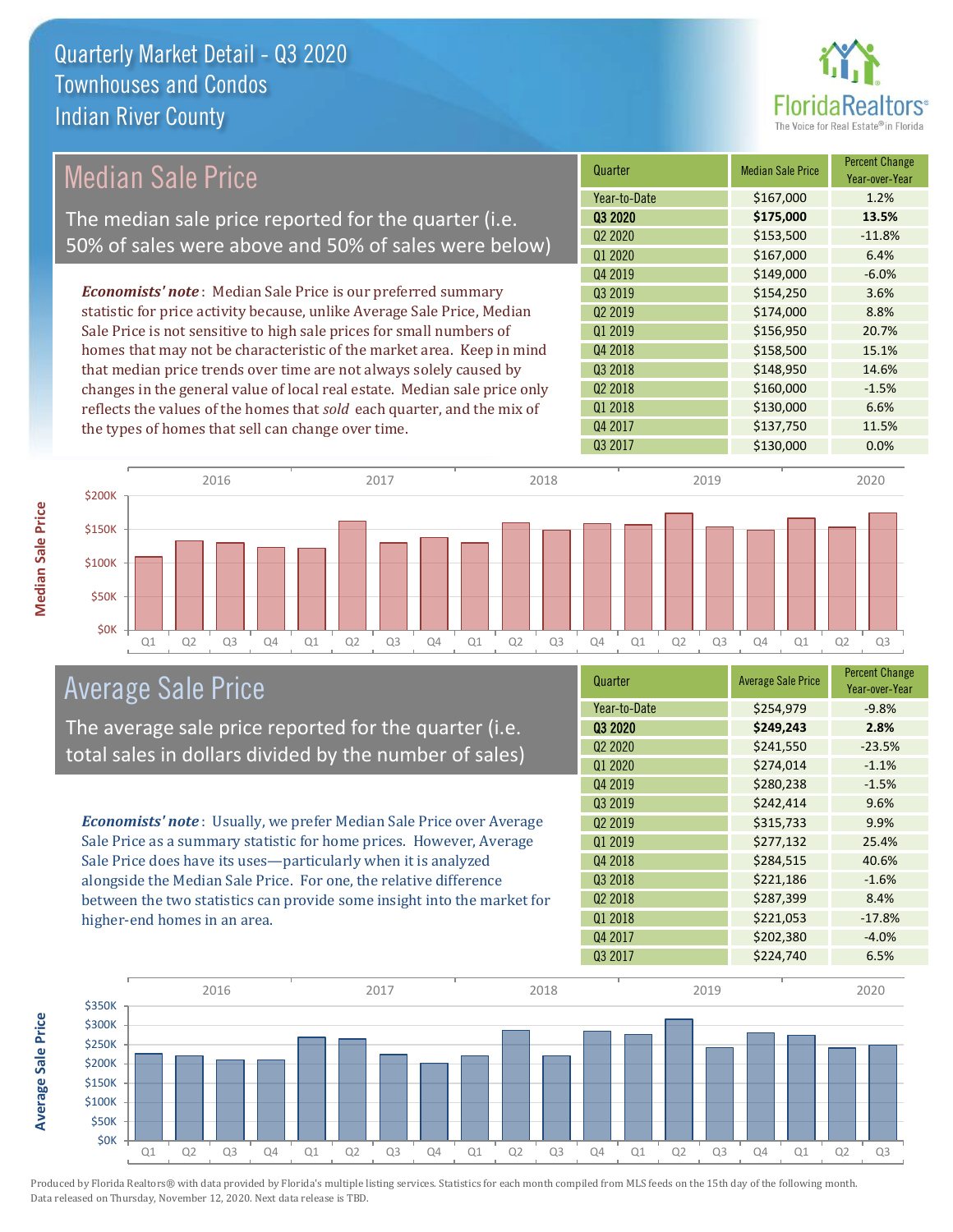# Quarterly Market Detail - Q3 2020
## Townhouses and Condos
## Indian River County

## Median Sale Price

The median sale price reported for the quarter (i.e. 50% of sales were above and 50% of sales were below)

***Economists' note***: Median Sale Price is our preferred summary statistic for price activity because, unlike Average Sale Price, Median Sale Price is not sensitive to high sale prices for small numbers of homes that may not be characteristic of the market area. Keep in mind that median price trends over time are not always solely caused by changes in the general value of local real estate. Median sale price only reflects the values of the homes that *sold* each quarter, and the mix of the types of homes that sell can change over time.

| Quarter | Median Sale Price | Percent Change Year-over-Year |
|---|---|---|
| Year-to-Date | $167,000 | 1.2% |
| **Q3 2020** | **$175,000** | **13.5%** |
| Q2 2020 | $153,500 | -11.8% |
| Q1 2020 | $167,000 | 6.4% |
| Q4 2019 | $149,000 | -6.0% |
| Q3 2019 | $154,250 | 3.6% |
| Q2 2019 | $174,000 | 8.8% |
| Q1 2019 | $156,950 | 20.7% |
| Q4 2018 | $158,500 | 15.1% |
| Q3 2018 | $148,950 | 14.6% |
| Q2 2018 | $160,000 | -1.5% |
| Q1 2018 | $130,000 | 6.6% |
| Q4 2017 | $137,750 | 11.5% |
| Q3 2017 | $130,000 | 0.0% |

## Average Sale Price

The average sale price reported for the quarter (i.e. total sales in dollars divided by the number of sales)

***Economists' note***: Usually, we prefer Median Sale Price over Average Sale Price as a summary statistic for home prices. However, Average Sale Price does have its uses—particularly when it is analyzed alongside the Median Sale Price. For one, the relative difference between the two statistics can provide some insight into the market for higher-end homes in an area.

| Quarter | Average Sale Price | Percent Change Year-over-Year |
|---|---|---|
| Year-to-Date | $254,979 | -9.8% |
| **Q3 2020** | **$249,243** | **2.8%** |
| Q2 2020 | $241,550 | -23.5% |
| Q1 2020 | $274,014 | -1.1% |
| Q4 2019 | $280,238 | -1.5% |
| Q3 2019 | $242,414 | 9.6% |
| Q2 2019 | $315,733 | 9.9% |
| Q1 2019 | $277,132 | 25.4% |
| Q4 2018 | $284,515 | 40.6% |
| Q3 2018 | $221,186 | -1.6% |
| Q2 2018 | $287,399 | 8.4% |
| Q1 2018 | $221,053 | -17.8% |
| Q4 2017 | $202,380 | -4.0% |
| Q3 2017 | $224,740 | 6.5% |

Produced by Florida Realtors® with data provided by Florida's multiple listing services. Statistics for each month compiled from MLS feeds on the 15th day of the following month. Data released on Thursday, November 12, 2020. Next data release is TBD.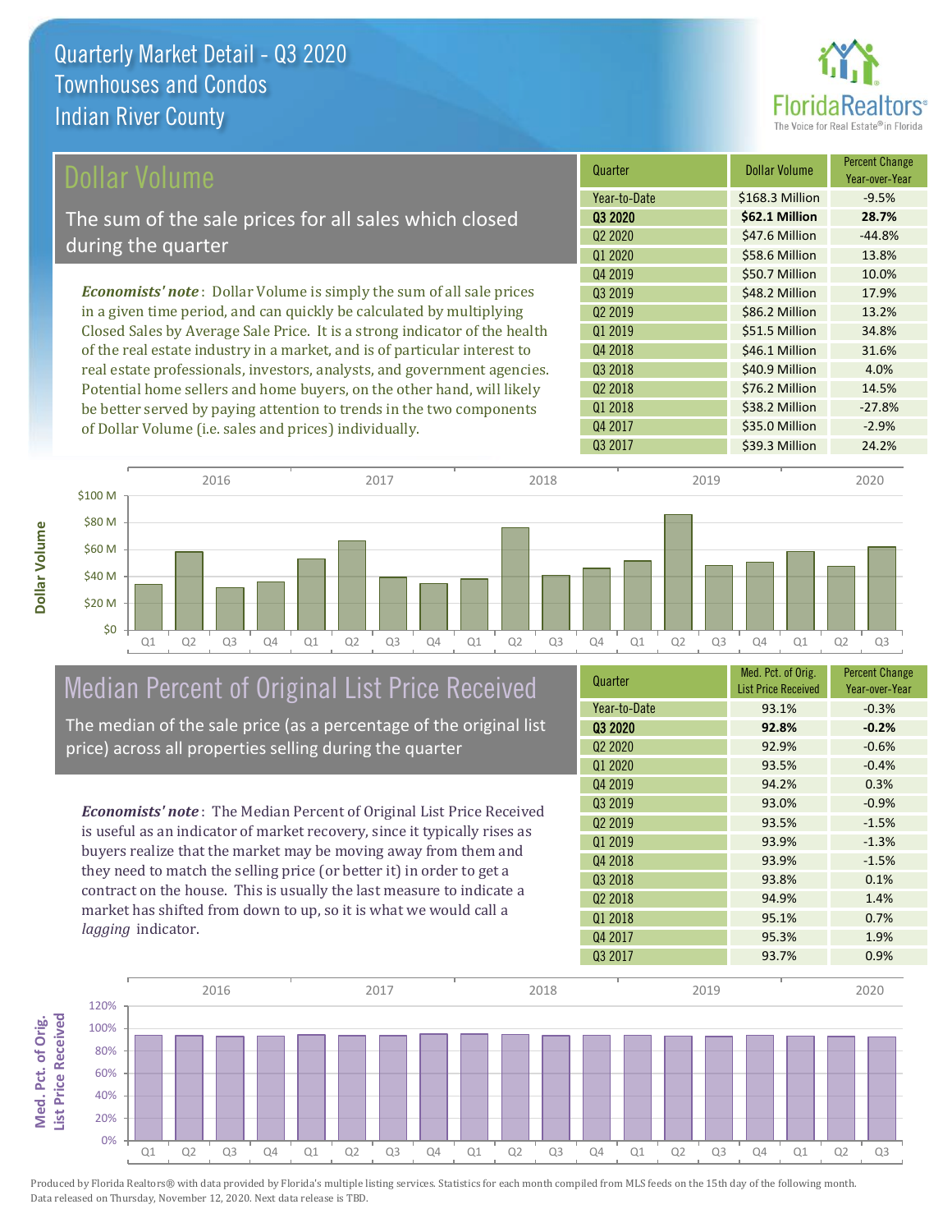# Quarterly Market Detail - Q3 2020
## Townhouses and Condos
## Indian River County

## Dollar Volume

The sum of the sale prices for all sales which closed during the quarter

***Economists' note***: Dollar Volume is simply the sum of all sale prices in a given time period, and can quickly be calculated by multiplying Closed Sales by Average Sale Price. It is a strong indicator of the health of the real estate industry in a market, and is of particular interest to real estate professionals, investors, analysts, and government agencies. Potential home sellers and home buyers, on the other hand, will likely be better served by paying attention to trends in the two components of Dollar Volume (i.e. sales and prices) individually.

| Quarter | Dollar Volume | Percent Change Year-over-Year |
|---|---|---|
| Year-to-Date | $168.3 Million | -9.5% |
| **Q3 2020** | **$62.1 Million** | **28.7%** |
| Q2 2020 | $47.6 Million | -44.8% |
| Q1 2020 | $58.6 Million | 13.8% |
| Q4 2019 | $50.7 Million | 10.0% |
| Q3 2019 | $48.2 Million | 17.9% |
| Q2 2019 | $86.2 Million | 13.2% |
| Q1 2019 | $51.5 Million | 34.8% |
| Q4 2018 | $46.1 Million | 31.6% |
| Q3 2018 | $40.9 Million | 4.0% |
| Q2 2018 | $76.2 Million | 14.5% |
| Q1 2018 | $38.2 Million | -27.8% |
| Q4 2017 | $35.0 Million | -2.9% |
| Q3 2017 | $39.3 Million | 24.2% |

## Median Percent of Original List Price Received

The median of the sale price (as a percentage of the original list price) across all properties selling during the quarter

***Economists' note***: The Median Percent of Original List Price Received is useful as an indicator of market recovery, since it typically rises as buyers realize that the market may be moving away from them and they need to match the selling price (or better it) in order to get a contract on the house. This is usually the last measure to indicate a market has shifted from down to up, so it is what we would call a *lagging* indicator.

| Quarter | Med. Pct. of Orig. List Price Received | Percent Change Year-over-Year |
|---|---|---|
| Year-to-Date | 93.1% | -0.3% |
| **Q3 2020** | **92.8%** | **-0.2%** |
| Q2 2020 | 92.9% | -0.6% |
| Q1 2020 | 93.5% | -0.4% |
| Q4 2019 | 94.2% | 0.3% |
| Q3 2019 | 93.0% | -0.9% |
| Q2 2019 | 93.5% | -1.5% |
| Q1 2019 | 93.9% | -1.3% |
| Q4 2018 | 93.9% | -1.5% |
| Q3 2018 | 93.8% | 0.1% |
| Q2 2018 | 94.9% | 1.4% |
| Q1 2018 | 95.1% | 0.7% |
| Q4 2017 | 95.3% | 1.9% |
| Q3 2017 | 93.7% | 0.9% |

Produced by Florida Realtors® with data provided by Florida's multiple listing services. Statistics for each month compiled from MLS feeds on the 15th day of the following month. Data released on Thursday, November 12, 2020. Next data release is TBD.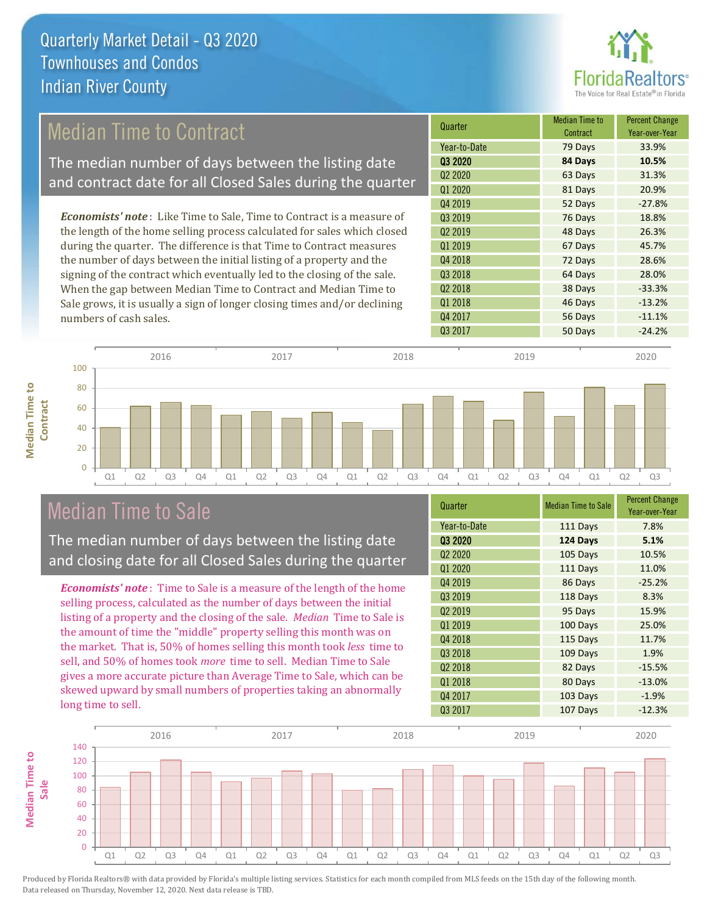# Quarterly Market Detail - Q3 2020
## Townhouses and Condos
## Indian River County

## Median Time to Contract

The median number of days between the listing date and contract date for all Closed Sales during the quarter

*Economists' note*: Like Time to Sale, Time to Contract is a measure of the length of the home selling process calculated for sales which closed during the quarter. The difference is that Time to Contract measures the number of days between the initial listing of a property and the signing of the contract which eventually led to the closing of the sale. When the gap between Median Time to Contract and Median Time to Sale grows, it is usually a sign of longer closing times and/or declining numbers of cash sales.

| Quarter | Median Time to Contract | Percent Change Year-over-Year |
|---|---|---|
| Year-to-Date | 79 Days | 33.9% |
| **Q3 2020** | **84 Days** | **10.5%** |
| Q2 2020 | 63 Days | 31.3% |
| Q1 2020 | 81 Days | 20.9% |
| Q4 2019 | 52 Days | -27.8% |
| Q3 2019 | 76 Days | 18.8% |
| Q2 2019 | 48 Days | 26.3% |
| Q1 2019 | 67 Days | 45.7% |
| Q4 2018 | 72 Days | 28.6% |
| Q3 2018 | 64 Days | 28.0% |
| Q2 2018 | 38 Days | -33.3% |
| Q1 2018 | 46 Days | -13.2% |
| Q4 2017 | 56 Days | -11.1% |
| Q3 2017 | 50 Days | -24.2% |

## Median Time to Sale

The median number of days between the listing date and closing date for all Closed Sales during the quarter

*Economists' note*: Time to Sale is a measure of the length of the home selling process, calculated as the number of days between the initial listing of a property and the closing of the sale. *Median* Time to Sale is the amount of time the "middle" property selling this month was on the market. That is, 50% of homes selling this month took *less* time to sell, and 50% of homes took *more* time to sell. Median Time to Sale gives a more accurate picture than Average Time to Sale, which can be skewed upward by small numbers of properties taking an abnormally long time to sell.

| Quarter | Median Time to Sale | Percent Change Year-over-Year |
|---|---|---|
| Year-to-Date | 111 Days | 7.8% |
| **Q3 2020** | **124 Days** | **5.1%** |
| Q2 2020 | 105 Days | 10.5% |
| Q1 2020 | 111 Days | 11.0% |
| Q4 2019 | 86 Days | -25.2% |
| Q3 2019 | 118 Days | 8.3% |
| Q2 2019 | 95 Days | 15.9% |
| Q1 2019 | 100 Days | 25.0% |
| Q4 2018 | 115 Days | 11.7% |
| Q3 2018 | 109 Days | 1.9% |
| Q2 2018 | 82 Days | -15.5% |
| Q1 2018 | 80 Days | -13.0% |
| Q4 2017 | 103 Days | -1.9% |
| Q3 2017 | 107 Days | -12.3% |

Produced by Florida Realtors® with data provided by Florida's multiple listing services. Statistics for each month compiled from MLS feeds on the 15th day of the following month. Data released on Thursday, November 12, 2020. Next data release is TBD.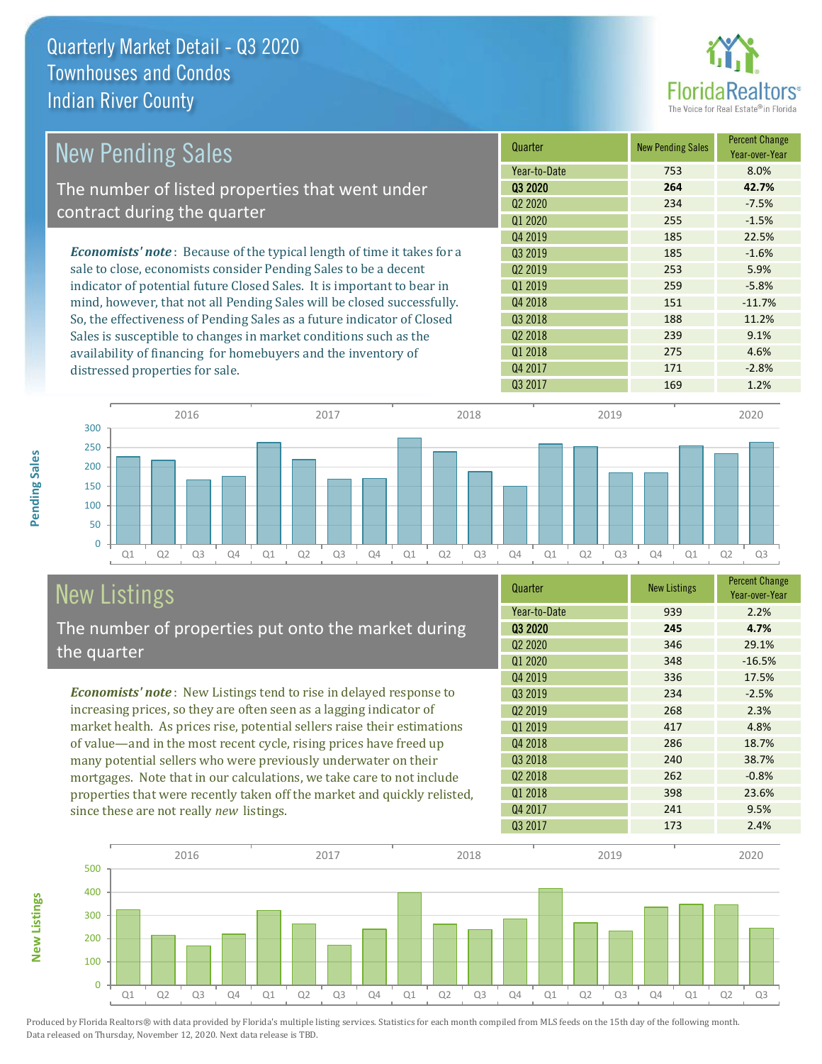# Quarterly Market Detail - Q3 2020
## Townhouses and Condos
## Indian River County

## New Pending Sales

The number of listed properties that went under contract during the quarter

*Economists' note*: Because of the typical length of time it takes for a sale to close, economists consider Pending Sales to be a decent indicator of potential future Closed Sales. It is important to bear in mind, however, that not all Pending Sales will be closed successfully. So, the effectiveness of Pending Sales as a future indicator of Closed Sales is susceptible to changes in market conditions such as the availability of financing for homebuyers and the inventory of distressed properties for sale.

| Quarter | New Pending Sales | Percent Change Year-over-Year |
|---|---|---|
| Year-to-Date | 753 | 8.0% |
| **Q3 2020** | **264** | **42.7%** |
| Q2 2020 | 234 | -7.5% |
| Q1 2020 | 255 | -1.5% |
| Q4 2019 | 185 | 22.5% |
| Q3 2019 | 185 | -1.6% |
| Q2 2019 | 253 | 5.9% |
| Q1 2019 | 259 | -5.8% |
| Q4 2018 | 151 | -11.7% |
| Q3 2018 | 188 | 11.2% |
| Q2 2018 | 239 | 9.1% |
| Q1 2018 | 275 | 4.6% |
| Q4 2017 | 171 | -2.8% |
| Q3 2017 | 169 | 1.2% |

## New Listings

The number of properties put onto the market during the quarter

*Economists' note*: New Listings tend to rise in delayed response to increasing prices, so they are often seen as a lagging indicator of market health. As prices rise, potential sellers raise their estimations of value—and in the most recent cycle, rising prices have freed up many potential sellers who were previously underwater on their mortgages. Note that in our calculations, we take care to not include properties that were recently taken off the market and quickly relisted, since these are not really *new* listings.

| Quarter | New Listings | Percent Change Year-over-Year |
|---|---|---|
| Year-to-Date | 939 | 2.2% |
| **Q3 2020** | **245** | **4.7%** |
| Q2 2020 | 346 | 29.1% |
| Q1 2020 | 348 | -16.5% |
| Q4 2019 | 336 | 17.5% |
| Q3 2019 | 234 | -2.5% |
| Q2 2019 | 268 | 2.3% |
| Q1 2019 | 417 | 4.8% |
| Q4 2018 | 286 | 18.7% |
| Q3 2018 | 240 | 38.7% |
| Q2 2018 | 262 | -0.8% |
| Q1 2018 | 398 | 23.6% |
| Q4 2017 | 241 | 9.5% |
| Q3 2017 | 173 | 2.4% |

Produced by Florida Realtors® with data provided by Florida's multiple listing services. Statistics for each month compiled from MLS feeds on the 15th day of the following month. Data released on Thursday, November 12, 2020. Next data release is TBD.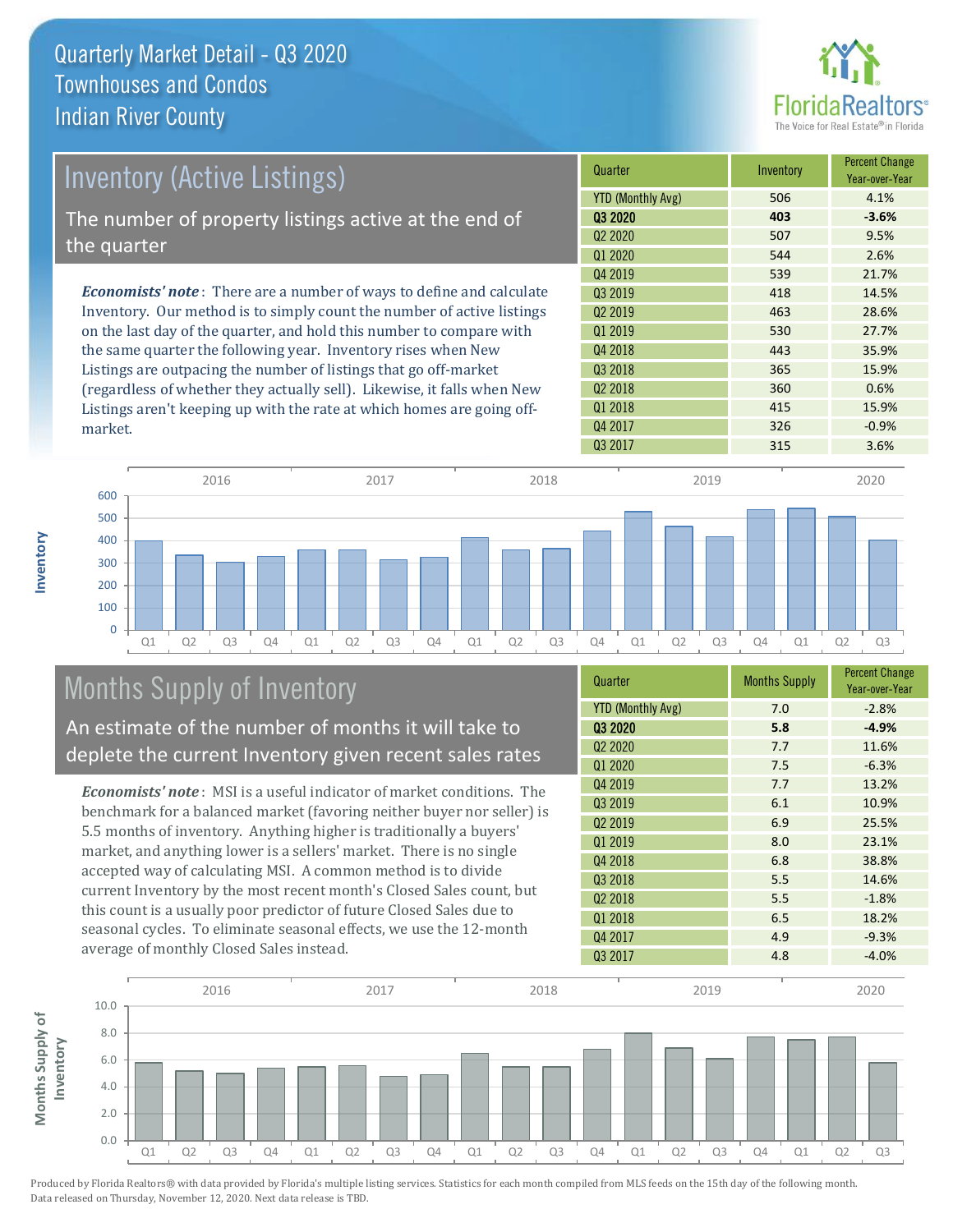# Quarterly Market Detail - Q3 2020
## Townhouses and Condos
## Indian River County

## Inventory (Active Listings)

The number of property listings active at the end of the quarter

***Economists' note***: There are a number of ways to define and calculate Inventory. Our method is to simply count the number of active listings on the last day of the quarter, and hold this number to compare with the same quarter the following year. Inventory rises when New Listings are outpacing the number of listings that go off-market (regardless of whether they actually sell). Likewise, it falls when New Listings aren't keeping up with the rate at which homes are going off-market.

| Quarter | Inventory | Percent Change Year-over-Year |
|---|---|---|
| YTD (Monthly Avg) | 506 | 4.1% |
| **Q3 2020** | **403** | **-3.6%** |
| Q2 2020 | 507 | 9.5% |
| Q1 2020 | 544 | 2.6% |
| Q4 2019 | 539 | 21.7% |
| Q3 2019 | 418 | 14.5% |
| Q2 2019 | 463 | 28.6% |
| Q1 2019 | 530 | 27.7% |
| Q4 2018 | 443 | 35.9% |
| Q3 2018 | 365 | 15.9% |
| Q2 2018 | 360 | 0.6% |
| Q1 2018 | 415 | 15.9% |
| Q4 2017 | 326 | -0.9% |
| Q3 2017 | 315 | 3.6% |

## Months Supply of Inventory

An estimate of the number of months it will take to deplete the current Inventory given recent sales rates

***Economists' note***: MSI is a useful indicator of market conditions. The benchmark for a balanced market (favoring neither buyer nor seller) is 5.5 months of inventory. Anything higher is traditionally a buyers' market, and anything lower is a sellers' market. There is no single accepted way of calculating MSI. A common method is to divide current Inventory by the most recent month's Closed Sales count, but this count is a usually poor predictor of future Closed Sales due to seasonal cycles. To eliminate seasonal effects, we use the 12-month average of monthly Closed Sales instead.

| Quarter | Months Supply | Percent Change Year-over-Year |
|---|---|---|
| YTD (Monthly Avg) | 7.0 | -2.8% |
| **Q3 2020** | **5.8** | **-4.9%** |
| Q2 2020 | 7.7 | 11.6% |
| Q1 2020 | 7.5 | -6.3% |
| Q4 2019 | 7.7 | 13.2% |
| Q3 2019 | 6.1 | 10.9% |
| Q2 2019 | 6.9 | 25.5% |
| Q1 2019 | 8.0 | 23.1% |
| Q4 2018 | 6.8 | 38.8% |
| Q3 2018 | 5.5 | 14.6% |
| Q2 2018 | 5.5 | -1.8% |
| Q1 2018 | 6.5 | 18.2% |
| Q4 2017 | 4.9 | -9.3% |
| Q3 2017 | 4.8 | -4.0% |

Produced by Florida Realtors® with data provided by Florida's multiple listing services. Statistics for each month compiled from MLS feeds on the 15th day of the following month. Data released on Thursday, November 12, 2020. Next data release is TBD.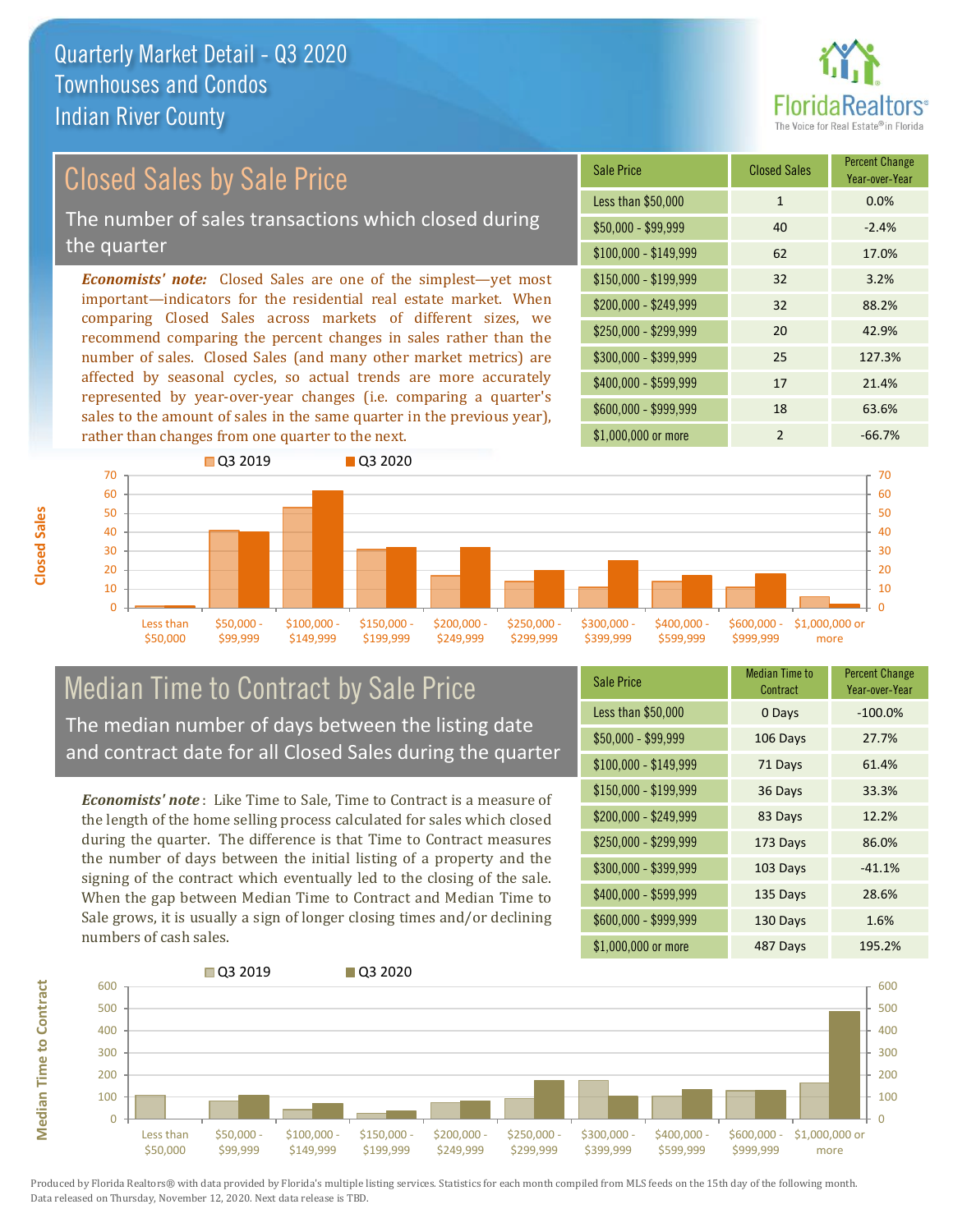# Quarterly Market Detail - Q3 2020
## Townhouses and Condos
## Indian River County

## Closed Sales by Sale Price

The number of sales transactions which closed during the quarter

*Economists' note:* Closed Sales are one of the simplest—yet most important—indicators for the residential real estate market. When comparing Closed Sales across markets of different sizes, we recommend comparing the percent changes in sales rather than the number of sales. Closed Sales (and many other market metrics) are affected by seasonal cycles, so actual trends are more accurately represented by year-over-year changes (i.e. comparing a quarter's sales to the amount of sales in the same quarter in the previous year), rather than changes from one quarter to the next.

| Sale Price | Closed Sales | Percent Change Year-over-Year |
|---|---|---|
| Less than $50,000 | 1 | 0.0% |
| $50,000 - $99,999 | 40 | -2.4% |
| $100,000 - $149,999 | 62 | 17.0% |
| $150,000 - $199,999 | 32 | 3.2% |
| $200,000 - $249,999 | 32 | 88.2% |
| $250,000 - $299,999 | 20 | 42.9% |
| $300,000 - $399,999 | 25 | 127.3% |
| $400,000 - $599,999 | 17 | 21.4% |
| $600,000 - $999,999 | 18 | 63.6% |
| $1,000,000 or more | 2 | -66.7% |

## Median Time to Contract by Sale Price

The median number of days between the listing date and contract date for all Closed Sales during the quarter

*Economists' note*: Like Time to Sale, Time to Contract is a measure of the length of the home selling process calculated for sales which closed during the quarter. The difference is that Time to Contract measures the number of days between the initial listing of a property and the signing of the contract which eventually led to the closing of the sale. When the gap between Median Time to Contract and Median Time to Sale grows, it is usually a sign of longer closing times and/or declining numbers of cash sales.

| Sale Price | Median Time to Contract | Percent Change Year-over-Year |
|---|---|---|
| Less than $50,000 | 0 Days | -100.0% |
| $50,000 - $99,999 | 106 Days | 27.7% |
| $100,000 - $149,999 | 71 Days | 61.4% |
| $150,000 - $199,999 | 36 Days | 33.3% |
| $200,000 - $249,999 | 83 Days | 12.2% |
| $250,000 - $299,999 | 173 Days | 86.0% |
| $300,000 - $399,999 | 103 Days | -41.1% |
| $400,000 - $599,999 | 135 Days | 28.6% |
| $600,000 - $999,999 | 130 Days | 1.6% |
| $1,000,000 or more | 487 Days | 195.2% |

Produced by Florida Realtors® with data provided by Florida's multiple listing services. Statistics for each month compiled from MLS feeds on the 15th day of the following month. Data released on Thursday, November 12, 2020. Next data release is TBD.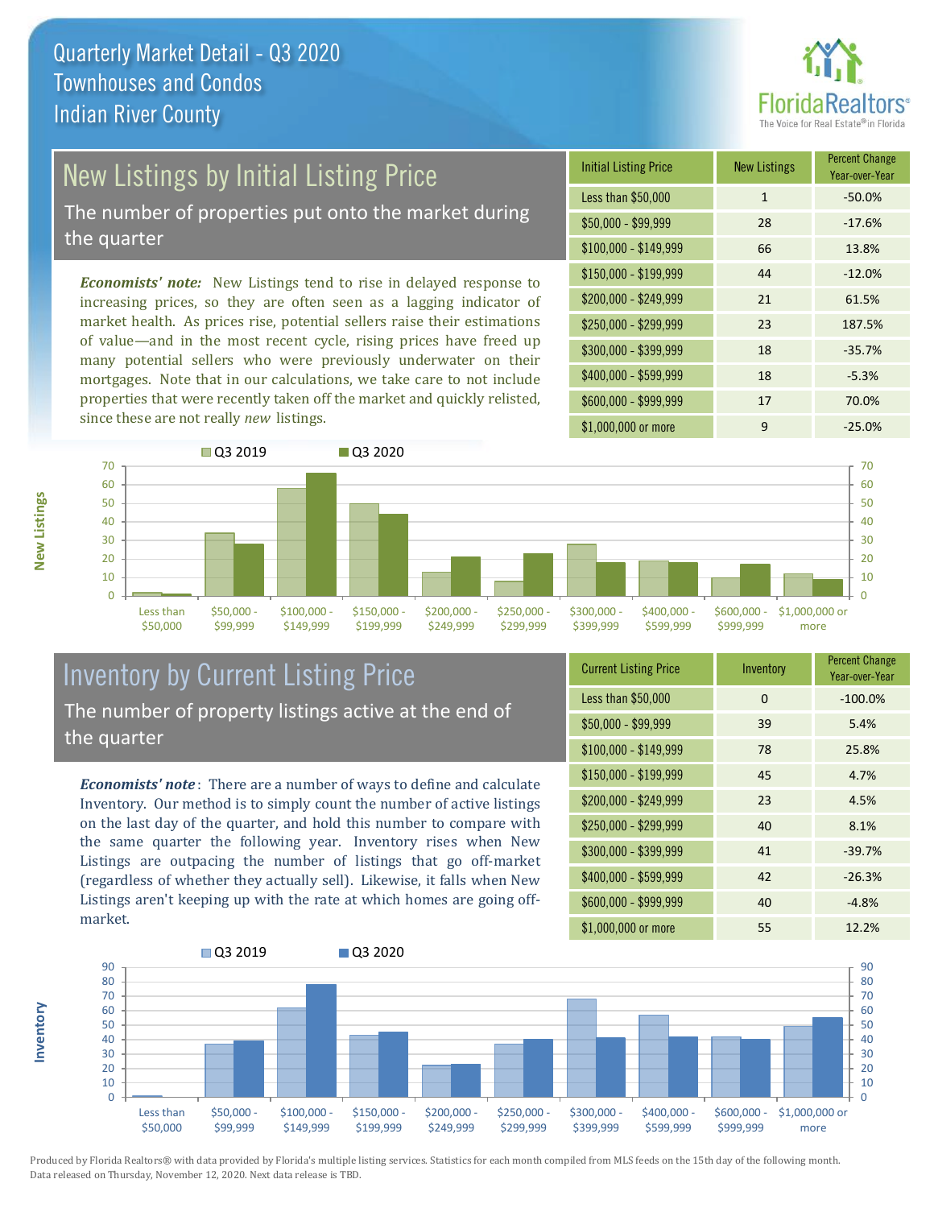# Quarterly Market Detail - Q3 2020
## Townhouses and Condos
## Indian River County

## New Listings by Initial Listing Price

The number of properties put onto the market during the quarter

*Economists' note:* New Listings tend to rise in delayed response to increasing prices, so they are often seen as a lagging indicator of market health. As prices rise, potential sellers raise their estimations of value—and in the most recent cycle, rising prices have freed up many potential sellers who were previously underwater on their mortgages. Note that in our calculations, we take care to not include properties that were recently taken off the market and quickly relisted, since these are not really *new* listings.

| Initial Listing Price | New Listings | Percent Change Year-over-Year |
|---|---|---|
| Less than $50,000 | 1 | -50.0% |
| $50,000 - $99,999 | 28 | -17.6% |
| $100,000 - $149,999 | 66 | 13.8% |
| $150,000 - $199,999 | 44 | -12.0% |
| $200,000 - $249,999 | 21 | 61.5% |
| $250,000 - $299,999 | 23 | 187.5% |
| $300,000 - $399,999 | 18 | -35.7% |
| $400,000 - $599,999 | 18 | -5.3% |
| $600,000 - $999,999 | 17 | 70.0% |
| $1,000,000 or more | 9 | -25.0% |

## Inventory by Current Listing Price

The number of property listings active at the end of the quarter

*Economists' note*: There are a number of ways to define and calculate Inventory. Our method is to simply count the number of active listings on the last day of the quarter, and hold this number to compare with the same quarter the following year. Inventory rises when New Listings are outpacing the number of listings that go off-market (regardless of whether they actually sell). Likewise, it falls when New Listings aren't keeping up with the rate at which homes are going off-market.

| Current Listing Price | Inventory | Percent Change Year-over-Year |
|---|---|---|
| Less than $50,000 | 0 | -100.0% |
| $50,000 - $99,999 | 39 | 5.4% |
| $100,000 - $149,999 | 78 | 25.8% |
| $150,000 - $199,999 | 45 | 4.7% |
| $200,000 - $249,999 | 23 | 4.5% |
| $250,000 - $299,999 | 40 | 8.1% |
| $300,000 - $399,999 | 41 | -39.7% |
| $400,000 - $599,999 | 42 | -26.3% |
| $600,000 - $999,999 | 40 | -4.8% |
| $1,000,000 or more | 55 | 12.2% |

Produced by Florida Realtors® with data provided by Florida's multiple listing services. Statistics for each month compiled from MLS feeds on the 15th day of the following month. Data released on Thursday, November 12, 2020. Next data release is TBD.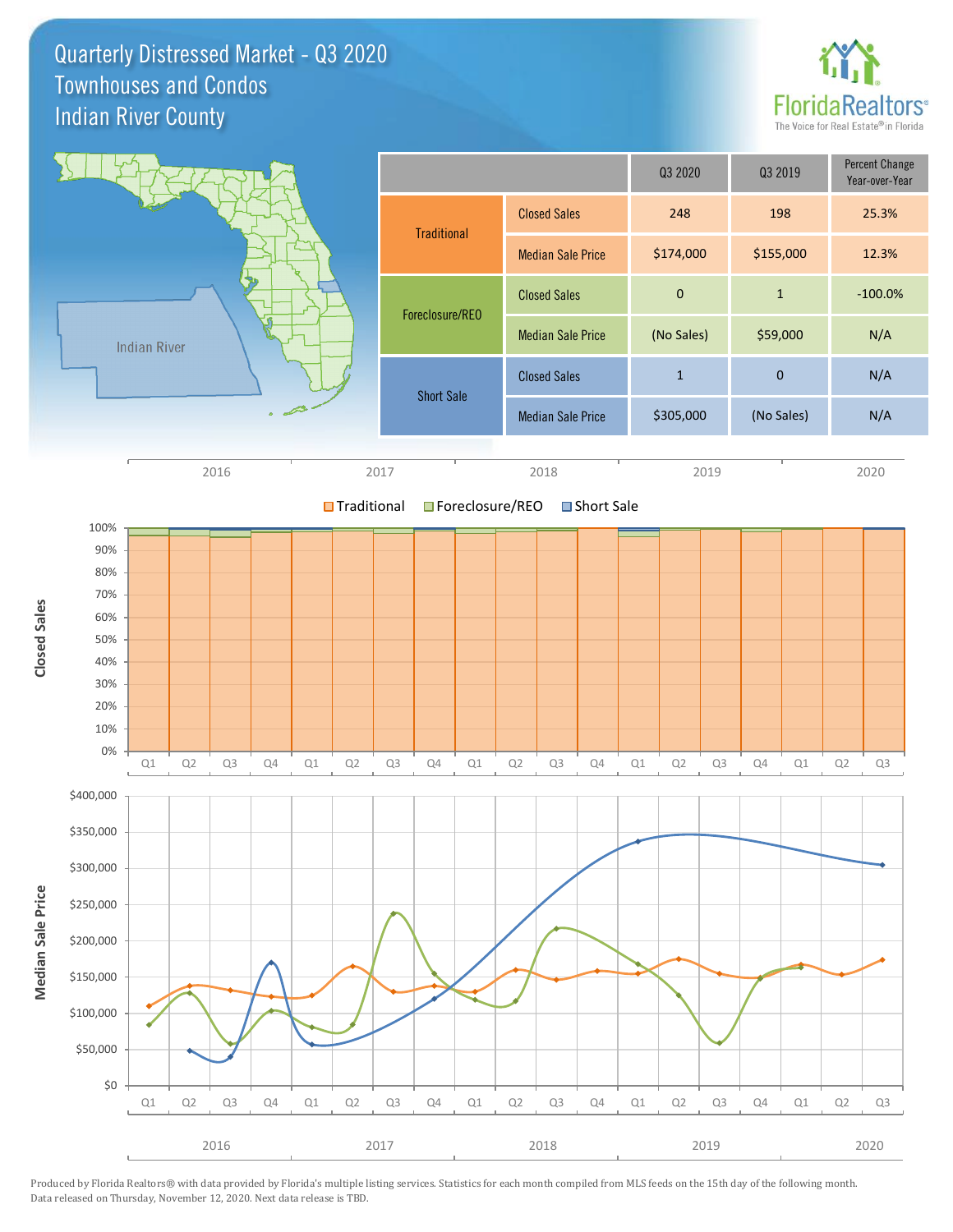# Quarterly Distressed Market - Q3 2020
## Townhouses and Condos
## Indian River County

Indian River

| | | Q3 2020 | Q3 2019 | Percent Change Year-over-Year |
|---|---|---|---|---|
| Traditional | Closed Sales | 248 | 198 | 25.3% |
| | Median Sale Price | $174,000 | $155,000 | 12.3% |
| Foreclosure/REO | Closed Sales | 0 | 1 | -100.0% |
| | Median Sale Price | (No Sales) | $59,000 | N/A |
| Short Sale | Closed Sales | 1 | 0 | N/A |
| | Median Sale Price | $305,000 | (No Sales) | N/A |

2016 2017 2018 2019 2020

Traditional Foreclosure/REO Short Sale

Closed Sales

100% 90% 80% 70% 60% 50% 40% 30% 20% 10% 0%

Q1 Q2 Q3 Q4 Q1 Q2 Q3 Q4 Q1 Q2 Q3 Q4 Q1 Q2 Q3 Q4 Q1 Q2 Q3

Median Sale Price

$400,000 $350,000 $300,000 $250,000 $200,000 $150,000 $100,000 $50,000 $0

Q1 Q2 Q3 Q4 Q1 Q2 Q3 Q4 Q1 Q2 Q3 Q4 Q1 Q2 Q3 Q4 Q1 Q2 Q3

2016 2017 2018 2019 2020

Produced by Florida Realtors® with data provided by Florida's multiple listing services. Statistics for each month compiled from MLS feeds on the 15th day of the following month. Data released on Thursday, November 12, 2020. Next data release is TBD.